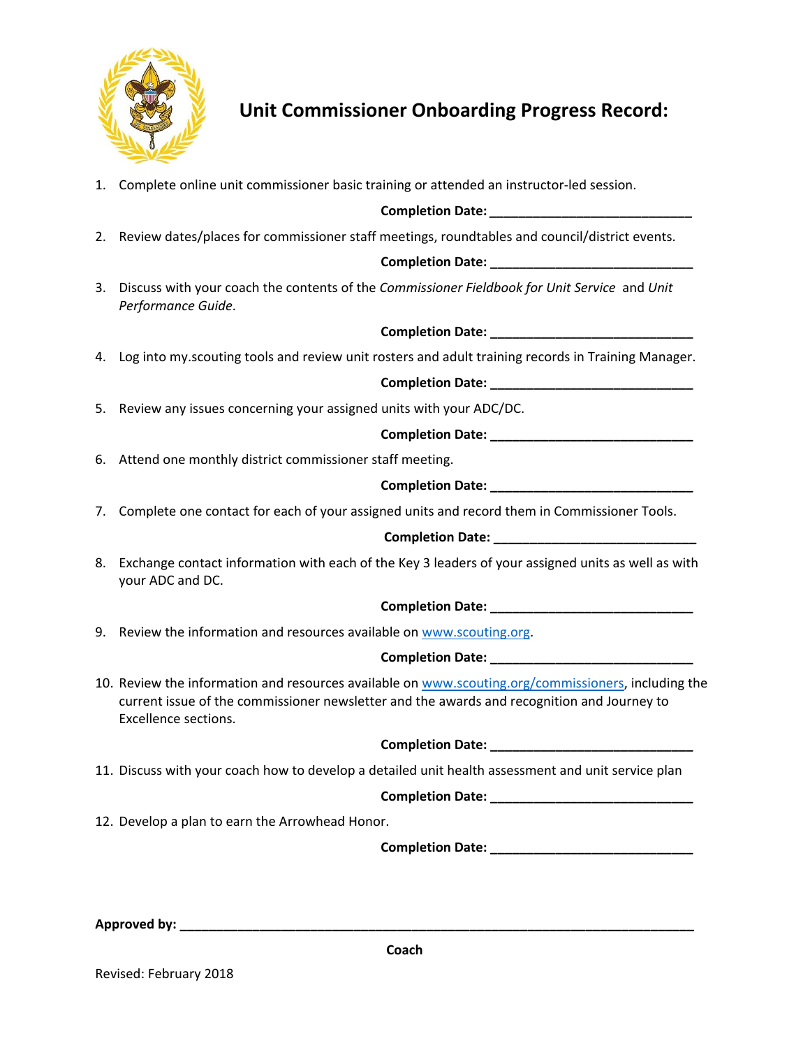# Unit Commissioner Onboarding Progress Record:

1. Complete online unit commissioner basic training or attended an instructor-led session.

   **Completion Date: ____________________________**

2. Review dates/places for commissioner staff meetings, roundtables and council/district events.

   **Completion Date: ____________________________**

3. Discuss with your coach the contents of the *Commissioner Fieldbook for Unit Service* and *Unit Performance Guide*.

   **Completion Date: ____________________________**

4. Log into my.scouting tools and review unit rosters and adult training records in Training Manager.

   **Completion Date: ____________________________**

5. Review any issues concerning your assigned units with your ADC/DC.

   **Completion Date: ____________________________**

6. Attend one monthly district commissioner staff meeting.

   **Completion Date: ____________________________**

7. Complete one contact for each of your assigned units and record them in Commissioner Tools.

   **Completion Date: ____________________________**

8. Exchange contact information with each of the Key 3 leaders of your assigned units as well as with your ADC and DC.

   **Completion Date: ____________________________**

9. Review the information and resources available on www.scouting.org.

   **Completion Date: ____________________________**

10. Review the information and resources available on www.scouting.org/commissioners, including the current issue of the commissioner newsletter and the awards and recognition and Journey to Excellence sections.

    **Completion Date: ____________________________**

11. Discuss with your coach how to develop a detailed unit health assessment and unit service plan

    **Completion Date: ____________________________**

12. Develop a plan to earn the Arrowhead Honor.

    **Completion Date: ____________________________**

**Approved by: ______________________________________________________________________**

**Coach**

Revised: February 2018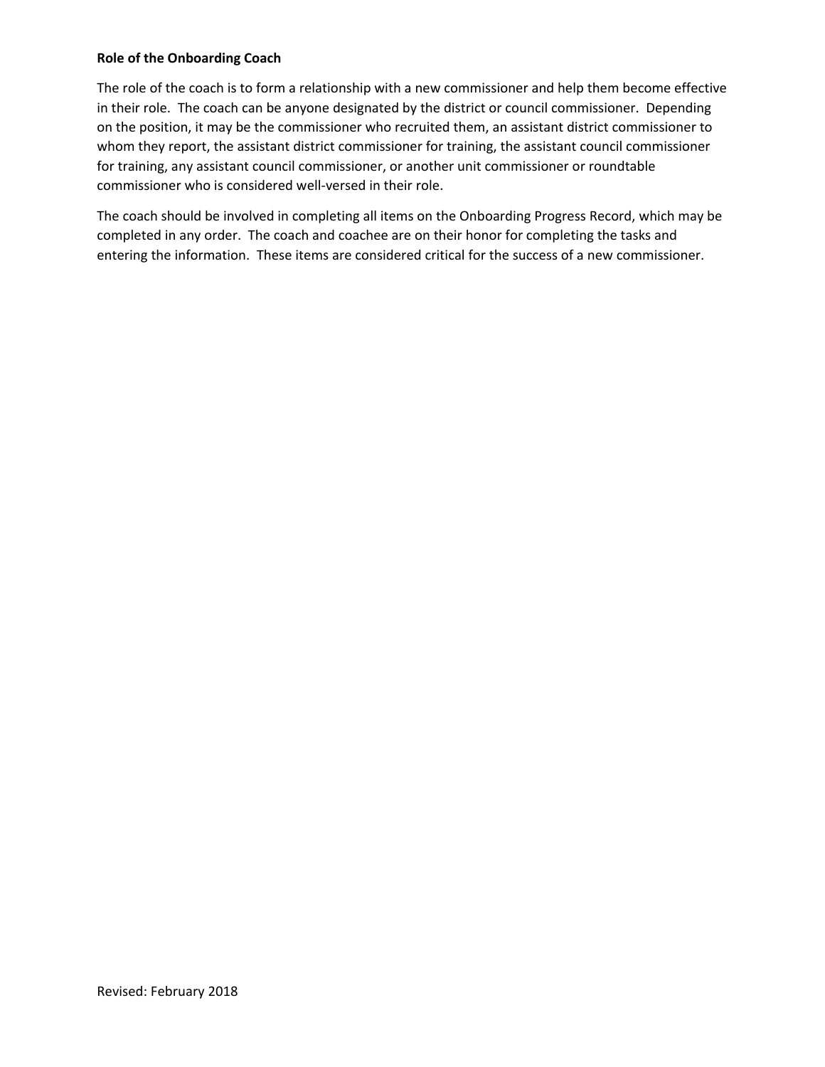**Role of the Onboarding Coach**

The role of the coach is to form a relationship with a new commissioner and help them become effective in their role. The coach can be anyone designated by the district or council commissioner. Depending on the position, it may be the commissioner who recruited them, an assistant district commissioner to whom they report, the assistant district commissioner for training, the assistant council commissioner for training, any assistant council commissioner, or another unit commissioner or roundtable commissioner who is considered well-versed in their role.

The coach should be involved in completing all items on the Onboarding Progress Record, which may be completed in any order. The coach and coachee are on their honor for completing the tasks and entering the information. These items are considered critical for the success of a new commissioner.

Revised: February 2018